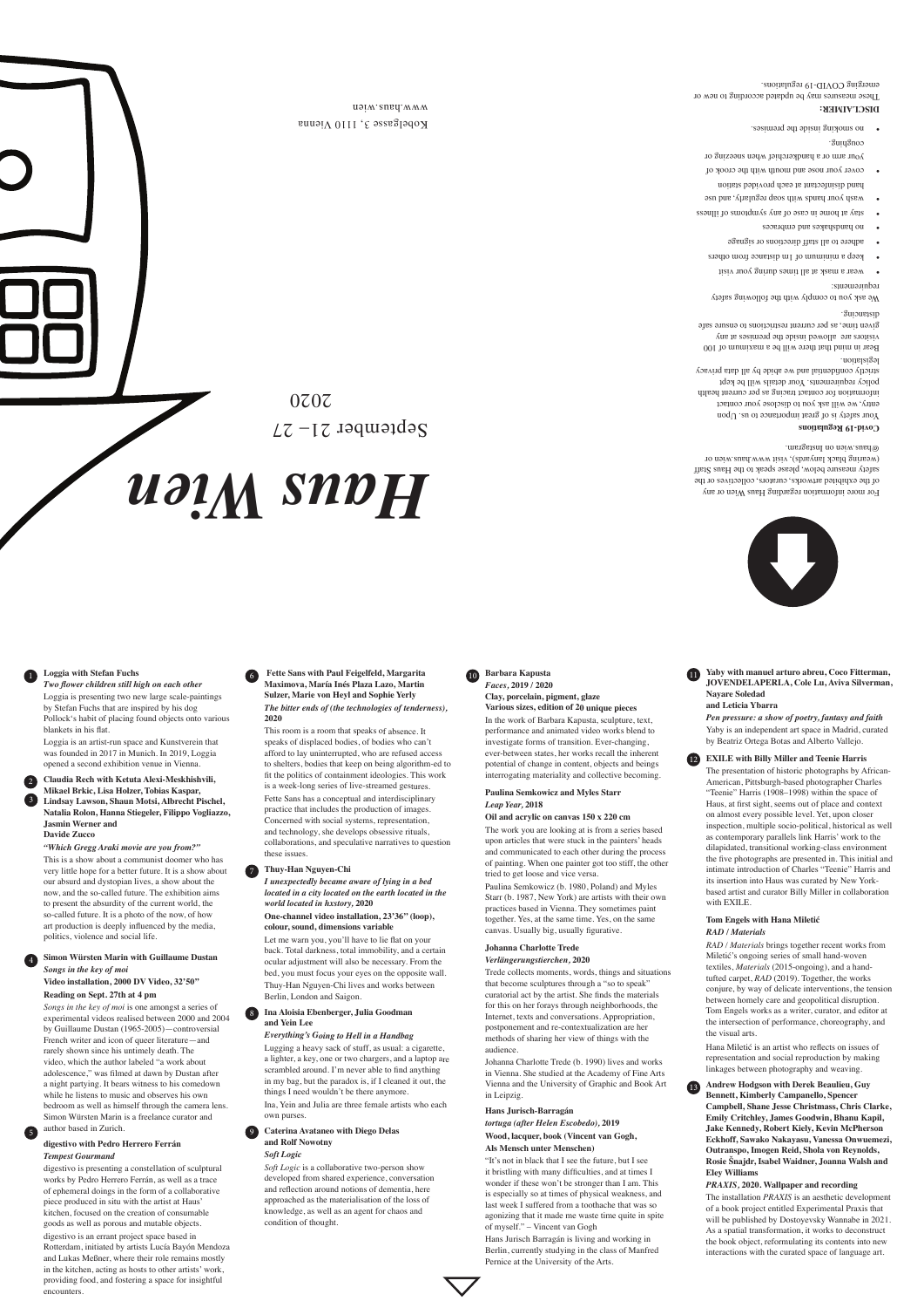# Haus Wien

September 21 – 27
2020

Kobelgasse 3, 1110 Vienna
www.haus.wien

For more information regarding Haus Wien or any of the exhibited artworks, curators, collectives or the safety measure below, please speak to the Haus Staff (wearing black lanyards), visit www.haus.wien or @haus.wien on Instagram.

**Covid-19 Regulations**

Your safety is of great importance to us. Upon entry, we will ask you to disclose your contact information for contact tracing as per current health policy requirements. Your details will be kept strictly confidential and we abide by all data privacy legislation.

Bear in mind that there will be a maximum of 100 visitors are allowed inside the premises at any given time, as per current restrictions to ensure safe distancing.

We ask you to comply with the following safety requirements:

- wear a mask at all times during your visit
- keep a minimum of 1m distance from others
- adhere to all staff directions or signage
- no handshakes and embraces
- stay at home in case of any symptoms of illness
- wash your hands with soap regularly, and use hand disinfectant at each provided station
- cover your nose and mouth with the crook of your arm or a handkerchief when sneezing or coughing.
- no smoking inside the premises.

**DISCLAIMER:**
These measures may be updated according to new or emerging COVID-19 regulations.

---

**1 Loggia with Stefan Fuchs**
*Two flower children still high on each other*

Loggia is presenting two new large scale-paintings by Stefan Fuchs that are inspired by his dog Pollock's habit of placing found objects onto various blankets in his flat.

Loggia is an artist-run space and Kunstverein that was founded in 2017 in Munich. In 2019, Loggia opened a second exhibition venue in Vienna.

**2 Claudia Rech with Ketuta Alexi-Meskhishvili, Mikael Brkic, Lisa Holzer, Tobias Kaspar,**
**3 Lindsay Lawson, Shaun Motsi, Albrecht Pischel, Natalia Rolon, Hanna Stiegeler, Filippo Vogliazzo, Jasmin Werner and Davide Zucco**
*"Which Gregg Araki movie are you from?"*

This is a show about a communist doomer who has very little hope for a better future. It is a show about our absurd and dystopian lives, a show about the now, and the so-called future. The exhibition aims to present the absurdity of the current world, the so-called future. It is a photo of the now, of how art production is deeply influenced by the media, politics, violence and social life.

**4 Simon Würsten Marin with Guillaume Dustan**
*Songs in the key of moi*
**Video installation, 2000 DV Video, 32'50"**
**Reading on Sept. 27th at 4 pm**

*Songs in the key of moi* is one amongst a series of experimental videos realised between 2000 and 2004 by Guillaume Dustan (1965-2005)—controversial French writer and icon of queer literature—and rarely shown since his untimely death. The video, which the author labeled "a work about adolescence," was filmed at dawn by Dustan after a night partying. It bears witness to his comedown while he listens to music and observes his own bedroom as well as himself through the camera lens. Simon Würsten Marin is a freelance curator and author based in Zurich.

**5 digestivo with Pedro Herrero Ferrán**
*Tempest Gourmand*

digestivo is presenting a constellation of sculptural works by Pedro Herrero Ferrán, as well as a trace of ephemeral doings in the form of a collaborative piece produced in situ with the artist at Haus' kitchen, focused on the creation of consumable goods as well as porous and mutable objects.

digestivo is an errant project space based in Rotterdam, initiated by artists Lucía Bayón Mendoza and Lukas Meßner, where their role remains mostly in the kitchen, acting as hosts to other artists' work, providing food, and fostering a space for insightful encounters.

**6 Fette Sans with Paul Feigelfeld, Margarita Maximova, María Inés Plaza Lazo, Martin Sulzer, Marie von Heyl and Sophie Yerly**
*The bitter ends of (the technologies of tenderness),* **2020**

This room is a room that speaks of absence. It speaks of displaced bodies, of bodies who can't afford to lay uninterrupted, who are refused access to shelters, bodies that keep on being algorithm-ed to fit the politics of containment ideologies. This work is a week-long series of live-streamed gestures.

Fette Sans has a conceptual and interdisciplinary practice that includes the production of images. Concerned with social systems, representation, and technology, she develops obsessive rituals, collaborations, and speculative narratives to question these issues.

**7 Thuy-Han Nguyen-Chi**
*I unexpectedly became aware of lying in a bed located in a city located on the earth located in the world located in hxstory,* **2020**
**One-channel video installation, 23'36" (loop), colour, sound, dimensions variable**

Let me warn you, you'll have to lie flat on your back. Total darkness, total immobility, and a certain ocular adjustment will also be necessary. From the bed, you must focus your eyes on the opposite wall. Thuy-Han Nguyen-Chi lives and works between Berlin, London and Saigon.

**8 Ina Aloisia Ebenberger, Julia Goodman and Yein Lee**
*Everything's Going to Hell in a Handbag*

Lugging a heavy sack of stuff, as usual: a cigarette, a lighter, a key, one or two chargers, and a laptop are scrambled around. I'm never able to find anything in my bag, but the paradox is, if I cleaned it out, the things I need wouldn't be there anymore.

Ina, Yein and Julia are three female artists who each own purses.

**9 Caterina Avataneo with Diego Delas and Rolf Nowotny**
*Soft Logic*

*Soft Logic* is a collaborative two-person show developed from shared experience, conversation and reflection around notions of dementia, here approached as the materialisation of the loss of knowledge, as well as an agent for chaos and condition of thought.

**10 Barbara Kapusta**
*Faces,* **2019 / 2020**
**Clay, porcelain, pigment, glaze**
**Various sizes, edition of 20 unique pieces**

In the work of Barbara Kapusta, sculpture, text, performance and animated video works blend to investigate forms of transition. Ever-changing, ever-between states, her works recall the inherent potential of change in content, objects and beings interrogating materiality and collective becoming.

**Paulina Semkowicz and Myles Starr**
*Leap Year,* **2018**
**Oil and acrylic on canvas 150 x 220 cm**

The work you are looking at is from a series based upon articles that were stuck in the painters' heads and communicated to each other during the process of painting. When one painter got too stiff, the other tried to get loose and vice versa.

Paulina Semkowicz (b. 1980, Poland) and Myles Starr (b. 1987, New York) are artists with their own practices based in Vienna. They sometimes paint together. Yes, at the same time. Yes, on the same canvas. Usually big, usually figurative.

**Johanna Charlotte Trede**
*Verlängerungstierchen,* **2020**

Trede collects moments, words, things and situations that become sculptures through a "so to speak" curatorial act by the artist. She finds the materials for this on her forays through neighborhoods, the Internet, texts and conversations. Appropriation, postponement and re-contextualization are her methods of sharing her view of things with the audience.

Johanna Charlotte Trede (b. 1990) lives and works in Vienna. She studied at the Academy of Fine Arts Vienna and the University of Graphic and Book Art in Leipzig.

**Hans Jurisch-Barragán**
*tortuga (after Helen Escobedo),* **2019**
**Wood, lacquer, book (Vincent van Gogh, Als Mensch unter Menschen)**

"It's not in black that I see the future, but I see it bristling with many difficulties, and at times I wonder if these won't be stronger than I am. This is especially so at times of physical weakness, and last week I suffered from a toothache that was so agonizing that it made me waste time quite in spite of myself." – Vincent van Gogh

Hans Jurisch Barragán is living and working in Berlin, currently studying in the class of Manfred Pernice at the University of the Arts.

**11 Yaby with manuel arturo abreu, Coco Fitterman, JOVENDELAPERLA, Cole Lu, Aviva Silverman, Nayare Soledad and Leticia Ybarra**
*Pen pressure: a show of poetry, fantasy and faith*

Yaby is an independent art space in Madrid, curated by Beatriz Ortega Botas and Alberto Vallejo.

**12 EXILE with Billy Miller and Teenie Harris**

The presentation of historic photographs by African-American, Pittsburgh-based photographer Charles "Teenie" Harris (1908–1998) within the space of Haus, at first sight, seems out of place and context on almost every possible level. Yet, upon closer inspection, multiple socio-political, historical as well as contemporary parallels link Harris' work to the dilapidated, transitional working-class environment the five photographs are presented in. This initial and intimate introduction of Charles "Teenie" Harris and its insertion into Haus was curated by New York-based artist and curator Billy Miller in collaboration with EXILE.

**Tom Engels with Hana Miletić**
*RAD / Materials*

*RAD / Materials* brings together recent works from Miletić's ongoing series of small hand-woven textiles, *Materials* (2015-ongoing), and a hand-tufted carpet, *RAD* (2019). Together, the works conjure, by way of delicate interventions, the tension between homely care and geopolitical disruption. Tom Engels works as a writer, curator, and editor at the intersection of performance, choreography, and the visual arts.

Hana Miletić is an artist who reflects on issues of representation and social reproduction by making linkages between photography and weaving.

**13 Andrew Hodgson with Derek Beaulieu, Guy Bennett, Kimberly Campanello, Spencer Campbell, Shane Jesse Christmass, Chris Clarke, Emily Critchley, James Goodwin, Bhanu Kapil, Jake Kennedy, Robert Kiely, Kevin McPherson Eckhoff, Sawako Nakayasu, Vanessa Onwuemezi, Outranspo, Imogen Reid, Shola von Reynolds, Rosie Šnajdr, Isabel Waidner, Joanna Walsh and Eley Williams**
*PRAXIS*, **2020. Wallpaper and recording**

The installation *PRAXIS* is an aesthetic development of a book project entitled Experimental Praxis that will be published by Dostoyevsky Wannabe in 2021. As a spatial transformation, it works to deconstruct the book object, reformulating its contents into new interactions with the curated space of language art.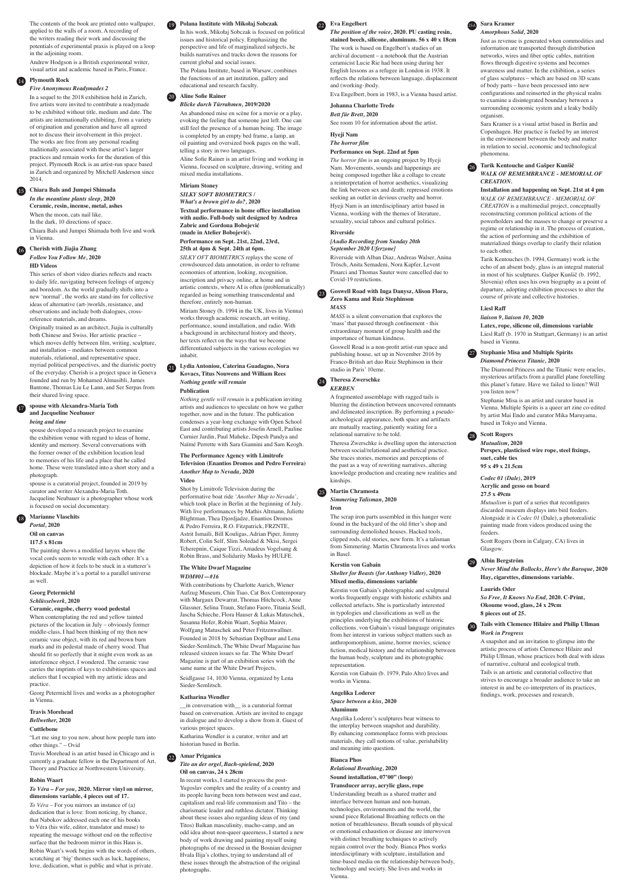The contents of the book are printed onto wallpaper, applied to the walls of a room. A recording of the writers reading their work and discussing the potentials of experimental praxis is played on a loop in the adjoining room.

Andrew Hodgson is a British experimental writer, visual artist and academic based in Paris, France.

## 14 Plymouth Rock

### *Five Anonymous Readymades 2*

In a sequel to the 2018 exhibition held in Zurich, five artists were invited to contribute a readymade to be exhibited without title, medium and date. The artists are internationally exhibiting, from a variety of origination and generation and have all agreed not to discuss their involvement in this project. The works are free from any personal reading traditionally associated with these artist's larger practices and remain works for the duration of this project. Plymouth Rock is an artist-run space based in Zurich and organized by Mitchell Anderson since 2014.

## 15 Chiara Bals and Jumpei Shimada

### *In the meantime plants sleep*, 2020

**Ceramic, resin, incense, metal, ashes**

When the moon, cats nail like.
In the dark, 10 directions of space.

Chiara Bals and Jumpei Shimada both live and work in Vienna.

## 16 Cherish with Jiajia Zhang

### *Follow You Follow Me*, 2020

**HD Videos**

This series of short video diaries reflects and reacts to daily life, navigating between feelings of urgency and boredom. As the world gradually shifts into a new 'normal', the works are stand-ins for collective ideas of alternative (art-)worlds, resistance, and observations and include both dialogues, cross-reference materials, and dreams.

Originally trained as an architect, Jiajia is culturally both Chinese and Swiss. Her artistic practice – which moves deftly between film, writing, sculpture, and installation – mediates between common materials, relational, and representative space, myriad political perspectives, and the diaristic poetry of the everyday. Cherish is a project space in Geneva founded and run by Mohamed Almusibli, James Bantone, Thomas Liu Le Lann, and Ser Serpas from their shared living space.

## 17 spouse with Alexandra-Maria Toth and Jacqueline Neubauer

### *being and time*

spouse developed a research project to examine the exhibition venue with regard to ideas of home, identity and memory. Several conversations with the former owner of the exhibition location lead to memories of his life and a place that he called home. These were translated into a short story and a photograph.

spouse is a curatorial project, founded in 2019 by curator and writer Alexandra-Maria Toth. Jacqueline Neubauer is a photographer whose work is focused on social documentary.

## 18 Marianne Vlaschits

### *Portal*, 2020

**Oil on canvas**
**117.5 x 81cm**

The painting shows a modified larynx where the vocal cords seem to wrestle with each other. It's a depiction of how it feels to be stuck in a stutterer's blockade. Maybe it's a portal to a parallel universe as well.

### Georg Petermichl

#### *Schlüsselwerk*, 2020

**Ceramic, engobe, cherry wood pedestal**

When contemplating the red and yellow tainted pictures of the location in July – obviously former middle-class, I had been thinking of my then new ceramic vase object, with its red and brown burn marks and its pedestal made of cherry wood. That should fit so perfectly that it might even work as an interference object, I wondered. The ceramic vase carries the imprints of keys to exhibitions spaces and ateliers that I occupied with my artistic ideas and practice.

Georg Petermichl lives and works as a photographer in Vienna.

### Travis Morehead

#### *Bellwether*, 2020

**Cuttlebone**

"Let me sing to you now, about how people turn into other things." – Ovid

Travis Morehead is an artist based in Chicago and is currently a graduate fellow in the Department of Art, Theory and Practice at Northwestern University.

### Robin Waart

#### *To Véra – For you*, 2020. Mirror vinyl on mirror, dimensions variable, 4 pieces out of 17.

*To Véra* – For you mirrors an instance of (a) dedication that is love: from noticing, by chance, that Nabokov addressed each one of his books to Véra (his wife, editor, translator and muse) to repeating the message without end on the reflective surface that the bedroom mirror in this Haus is. Robin Waart's work begins with the words of others, scratching at 'big' themes such as luck, happiness, love, dedication, what is public and what is private.

## 19 Polana Institute with Mikołaj Sobczak

In his work, Mikołaj Sobczak is focused on political issues and historical policy. Emphasizing the perspective and life of marginalized subjects, he builds narratives and tracks down the reasons for current global and social issues.

The Polana Institute, based in Warsaw, combines the functions of an art institution, gallery and educational and research faculty.

## 20 Aline Sofie Rainer

### *Blicke durch Türrahmen*, 2019/2020

An abandoned mise en scène for a movie or a play, evoking the feeling that someone just left. One can still feel the presence of a human being. The image is completed by an empty bed frame, a lamp, an oil painting and oversized book pages on the wall, telling a story in two languages.

Aline Sofie Rainer is an artist living and working in Vienna, focused on sculpture, drawing, writing and mixed media installations.

### Miriam Stoney

#### *SILKY SOFT BIOMETRICS / What's a brown girl to do?*, 2020

**Textual performance in home office installation with audio. Full-body suit designed by Andrea Zabric and Gordona Bobojević (made in Atelier Bobojević).**

**Performance on Sept. 21st, 22nd, 23rd, 25th at 4pm & Sept. 24th at 6pm.**

*SILKY SOFT BIOMETRICS* replays the scene of crowdsourced data annotation, in order to reframe economies of attention, looking, recognition, inscription and privacy online, at home and in artistic contexts, where AI is often (problematically) regarded as being something transcendental and therefore, entirely non-human.

Miriam Stoney (b. 1994 in the UK, lives in Vienna) works through academic research, art writing, performance, sound installation, and radio. With a background in architectural history and theory, her texts reflect on the ways that we become differentiated subjects in the various ecologies we inhabit.

## 21 Lydia Antoniou, Caterina Guadagno, Nora Kovacs, Titus Nouwens and William Rees

### *Nothing gentle will remain*

**Publication**

*Nothing gentle will remain* is a publication inviting artists and audiences to speculate on how we gather together, now and in the future. The publication condenses a year-long exchange with Open School East and contributing artists Josefin Arnell, Pauline Curnier Jardin, Paul Maheke, Dipesh Pandya and Naïmé Perrette with Sara Giannini and Sam Keogh.

### The Performance Agency with Limitrofe Television (Enantios Dromos and Pedro Ferreira)

#### *Another Map to Nevada*, 2020

**Video**

Shot by Limitrofe Television during the performative boat ride *'Another Map to Nevada'*, which took place in Berlin at the beginning of July. With live performances by Mathis Altmann, Juliette Blightman, Thea Djordjadze, Enantios Dromos & Pedro Ferreira, R.O. Fitzpatrick, FRZNTE, Astrit Ismaili, Bill Kouligas, Adrian Piper, Jimmy Robert, Colin Self, Slim Soledad & Nkisi, Sergei Tcherepnin, Caique Tizzi, Amadeus Vogelsang & Robin Brass, and Solidarity Masks by HULFE.

### The White Dwarf Magazine

#### *WDM#01—#16*

With contributions by Charlotte Aurich, Wiener Aufzug Museum, Chin Tsao, Cat Box Contemporary with Margaux Dewarrat, Thomas Hitchcock, Anne Glassner, Selina Traun, Stefano Faoro, Titania Seidl, Jascha Schieche, Flora Hauser & Lukas Matuschek, Susanna Hofer, Robin Waart, Sophia Mairer, Wolfgang Matuschek and Peter Fritzenwallner. Founded in 2018 by Sebastian Doplbaur and Lena Sieder-Semlitsch, The White Dwarf Magazine has released sixteen issues so far. The White Dwarf Magazine is part of an exhibition series with the same name at the White Dwarf Projects, Seidlgasse 14, 1030 Vienna, organized by Lena Sieder-Semlitsch.

### Katharina Wendler

__in conversation with__ is a curatorial format based on conversation. Artists are invited to engage in dialogue and to develop a show from it. Guest of various project spaces.

Katharina Wendler is a curator, writer and art historian based in Berlin.

## 22 Amar Priganica

### *Tito an der orgel, Bach-spielend*, 2020

**Oil on canvas, 24 x 28cm**

In recent works, I started to process the post-Yugoslav complex and the reality of a country and its people having been torn between west and east, capitalism and real-life communism and Tito – the charismatic leader and ruthless dictator. Thinking about these issues also regarding ideas of my (and Titos) Balkan masculinity, macho-camp, and an odd idea about non-queer queerness, I started a new body of work drawing and painting myself using photographs of me dressed in the Bosnian designer Hvala Ilija's clothes, trying to understand all of these issues through the abstraction of the original photographs.

## 22 Eva Engelbert

### *The position of the voice*, 2020. PU casting resin, stained beech, silicone, aluminum. 56 x 40 x 18cm

The work is based on Engelbert's studies of an archival document – a notebook that the Austrian ceramicist Lucie Rie had been using during her English lessons as a refugee in London in 1938. It reflects the relations between language, displacement and (working-)body.

Eva Engelbert, born in 1983, is a Vienna based artist.

### Johanna Charlotte Trede

#### *Bett für Brett*, 2020

See room 10 for information about the artist.

### Hyeji Nam

#### *The horror film*

**Performance on Sept. 22nd at 5pm**

*The horror film* is an ongoing project by Hyeji Nam. Movements, sounds and happenings are being composed together like a collage to create a reinterpretation of horror aesthetics, visualizing the link between sex and death; repressed emotions seeking an outlet in devious cruelty and horror. Hyeji Nam is an interdisciplinary artist based in Vienna, working with the themes of literature, sexuality, social taboos and cultural politics.

### Riverside

#### *[Audio Recording from Sunday 20th September 2020 Uferzone]*

Riverside with Alban Diaz, Andreas Walser, Anina Trösch, Anita Senadeni, Nora Kapfer, Levent Pinarci and Thomas Sauter were cancelled due to Covid-19 restrictions.

## 23 Goswell Road with Inga Danysz, Alison Flora, Zero Kama and Ruiz Stephinson

### *MASS*

*MASS* is a silent conversation that explores the 'mass' that passed through confinement - this extraordinary moment of group health and the importance of human kindness.

Goswell Road is a non-profit artist-run space and publishing house, set up in November 2016 by Franco-British art duo Ruiz Stephinson in their studio in Paris' 10eme.

## 24 Theresa Zwerschke

### *KERBEN*

A fragmented assemblage with ragged tails is blurring the distinction between uncovered remnants and delineated inscription. By performing a pseudo-archeological appearance, both space and artifacts are mutually reacting, patiently waiting for a relational narrative to be told.

Theresa Zwerschke is dwelling upon the intersection between social/relational and aesthetical practice. She traces stories, memories and perceptions of the past as a way of rewriting narratives, altering knowledge production and creating new realities and kinships.

## 25 Martin Chramosta

### *Simmering Talisman*, 2020

**Iron**

The scrap iron parts assembled in this hanger were found in the backyard of the old fitter's shop and surrounding demolished houses. Hacked tools, clipped rods, old stories, new form. It's a talisman from Simmering. Martin Chramosta lives and works in Basel.

### Kerstin von Gabain

#### *Shelter for Beasts (for Anthony Vidler)*, 2020

**Mixed media, dimensions variable**

Kerstin von Gabain's photographic and sculptural works frequently engage with historic exhibits and collected artefacts. She is particularly interested in typologies and classifications as well as the principles underlying the exhibitions of historic collections. von Gabain's visual language originates from her interest in various subject matters such as anthropomorphism, anime, horror movies, science fiction, medical history and the relationship between the human body, sculpture and its photographic representation.

Kerstin von Gabain (b. 1979, Palo Alto) lives and works in Vienna.

### Angelika Loderer

#### *Space between a kiss*, 2020

**Aluminum**

Angelika Loderer's sculptures bear witness to the interplay between snapshot and durability. By enhancing commonplace forms with precious materials, they call notions of value, perishability and meaning into question.

### Bianca Phos

#### *Relational Breathing*, 2020

**Sound installation, 07'00" (loop)**
**Transducer array, acrylic glass, rope**

Understanding breath as a shared matter and interface between human and non-human, technologies, environments and the world, the sound piece Relational Breathing reflects on the notion of breathlessness. Breath sounds of physical or emotional exhaustion or disease are interwoven with distinct breathing techniques to actively regain control over the body. Bianca Phos works interdisciplinary with sculpture, installation and time-based media on the relationship between body, technology and society. She lives and works in Vienna.

## 25A Sara Kramer

### *Amorphous Solid*, 2020

Just as revenue is generated when commodities and information are transported through distribution networks, wires and fiber optic cables, nutrition flows through digestive systems and becomes awareness and matter. In the exhibition, a series of glass sculptures – which are based on 3D scans of body parts – have been processed into new configurations and reinserted in the physical realm to examine a disintegrated boundary between a surrounding economic system and a leaky bodily organism.

Sara Kramer is a visual artist based in Berlin and Copenhagen. Her practice is fueled by an interest in the entwinement between the body and matter in relation to social, economic and technological phenomena.

## 26 Tarik Kentouche and Gašper Kunšič

### *WALK OF REMEMBRANCE - MEMORIAL OF CREATION*.

**Installation and happening on Sept. 21st at 4 pm**

*WALK OF REMEMBRANCE - MEMORIAL OF CREATION* is a multimedial project, conceptually reconstructing common political actions of the powerholders and the masses to change or preserve a regime or relationship in it. The process of creation, the action of performing and the exhibition of materialized things overlap to clarify their relation to each other.

Tarik Kentouches (b. 1994, Germany) work is the echo of an absent body, glass is an integral material in most of his sculptures. Gašper Kunšič (b. 1992, Slovenia) often uses his own biography as a point of departure, adopting exhibition processes to alter the course of private and collective histories.

### Liesl Raff

#### *liaison 9, liaison 10*, 2020

**Latex, rope, silicone oil, dimensions variable**

Liesl Raff (b. 1970 in Stuttgart, Germany) is an artist based in Vienna.

## 27 Stephanie Misa and Multiple Spirits

### *Diamond Princess Titanic*, 2020

The Diamond Princess and the Titanic were oracles, mysterious artifacts from a parallel plane foretelling this planet's future. Have we failed to listen? Will you listen now?

Stephanie Misa is an artist and curator based in Vienna. Multiple Spirits is a queer art zine co-edited by artist Mai Endo and curator Mika Maruyama, based in Tokyo and Vienna.

## 28 Scott Rogers

### *Mutualism*, 2020

**Perspex, plasticised wire rope, steel fixings, suet, cable ties**
**95 x 49 x 21.5cm**

### *Codec 01 (Dale)*, 2019

**Acrylic and gesso on board**
**27.5 x 49cm**

*Mutualism* is part of a series that reconfigures discarded museum displays into bird feeders. Alongside it is *Codec 01* (Dale), a photorealistic painting made from videos produced using the feeders.

Scott Rogers (born in Calgary, CA) lives in Glasgow.

## 29 Albin Bergström

### *Never Mind the Bollocks, Here's the Baroque*, 2020

**Hay, cigarettes, dimensions variable.**

### Laurids Oder

#### *So Free, It Knows No End*, 2020. C-Print, Okoume wood, glass, 24 x 29cm

**8 pieces out of 25.**

## 30 Tails with Clemence Hilaire and Philip Ullman

### *Work in Progress*

A snapshot and an invitation to glimpse into the artistic process of artists Clemence Hilaire and Philip Ullman, whose practices both deal with ideas of narrative, cultural and ecological truth.

Tails is an artistic and curatorial collective that strives to encourage a broader audience to take an interest in and be co-interpreters of its practices, findings, work, processes and research.